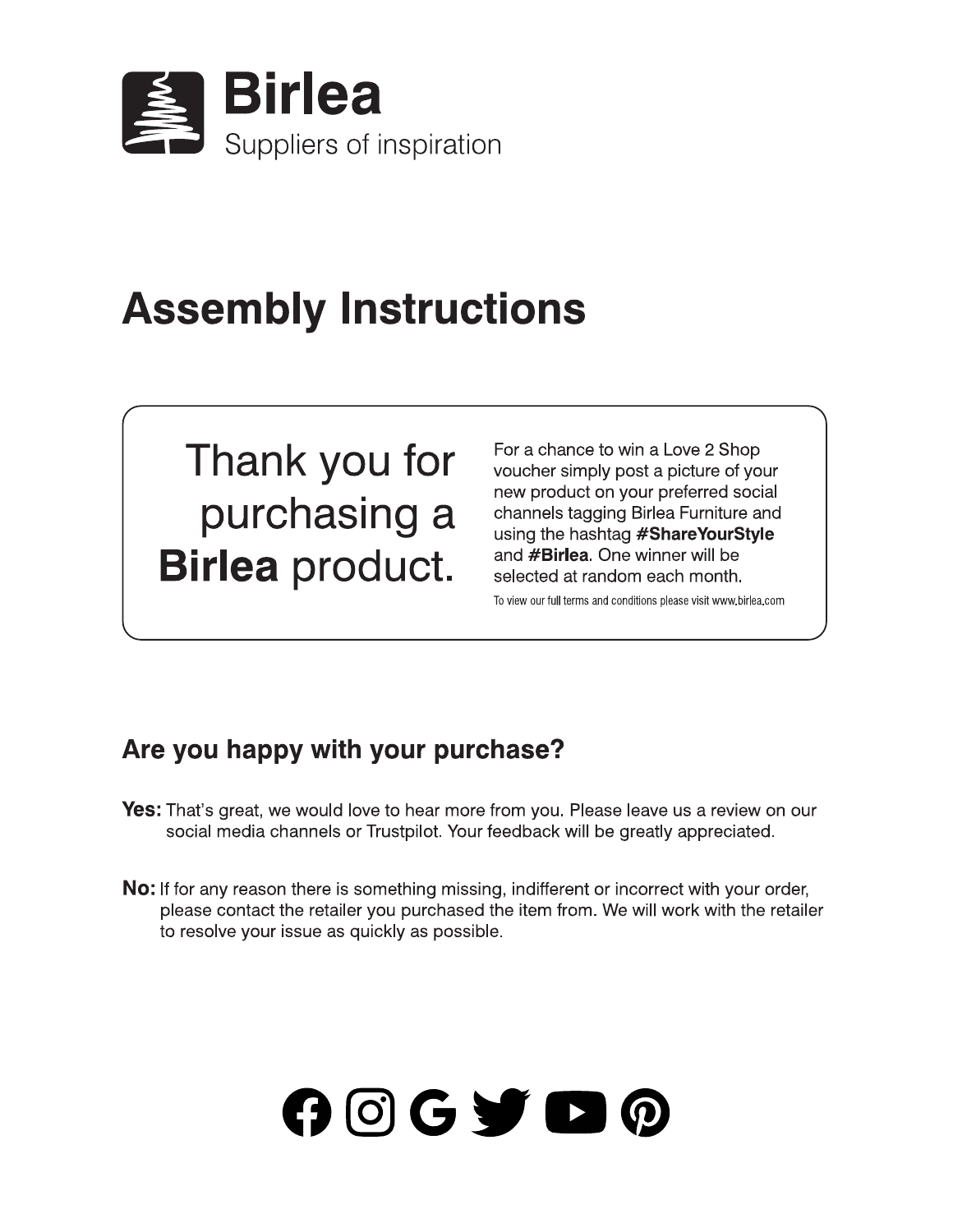# Birlea

Suppliers of inspiration

# Assembly Instructions

Thank you for purchasing a **Birlea** product.

For a chance to win a Love 2 Shop voucher simply post a picture of your new product on your preferred social channels tagging Birlea Furniture and using the hashtag **#ShareYourStyle** and **#Birlea**. One winner will be selected at random each month.

To view our full terms and conditions please visit www.birlea.com

## Are you happy with your purchase?

**Yes:** That's great, we would love to hear more from you. Please leave us a review on our social media channels or Trustpilot. Your feedback will be greatly appreciated.

**No:** If for any reason there is something missing, indifferent or incorrect with your order, please contact the retailer you purchased the item from. We will work with the retailer to resolve your issue as quickly as possible.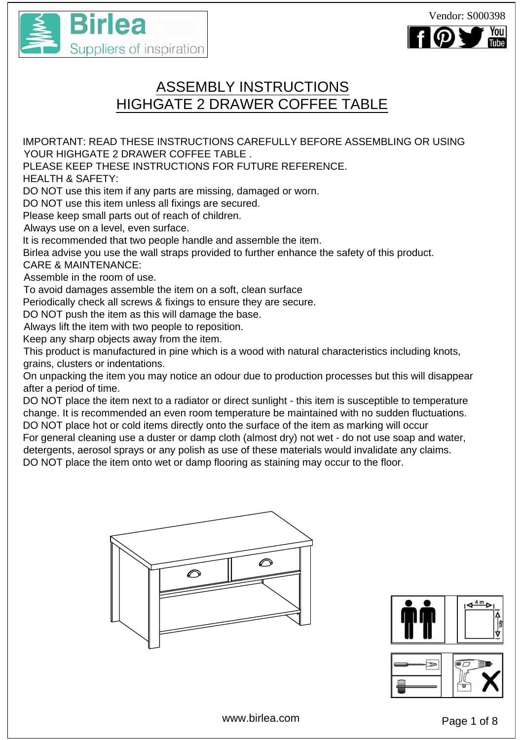Vendor: S000398

# ASSEMBLY INSTRUCTIONS
# HIGHGATE 2 DRAWER COFFEE TABLE

IMPORTANT: READ THESE INSTRUCTIONS CAREFULLY BEFORE ASSEMBLING OR USING YOUR HIGHGATE 2 DRAWER COFFEE TABLE .
PLEASE KEEP THESE INSTRUCTIONS FOR FUTURE REFERENCE.

HEALTH & SAFETY:
DO NOT use this item if any parts are missing, damaged or worn.
DO NOT use this item unless all fixings are secured.
Please keep small parts out of reach of children.
Always use on a level, even surface.
It is recommended that two people handle and assemble the item.
Birlea advise you use the wall straps provided to further enhance the safety of this product.

CARE & MAINTENANCE:
Assemble in the room of use.
To avoid damages assemble the item on a soft, clean surface
Periodically check all screws & fixings to ensure they are secure.
DO NOT push the item as this will damage the base.
Always lift the item with two people to reposition.
Keep any sharp objects away from the item.
This product is manufactured in pine which is a wood with natural characteristics including knots, grains, clusters or indentations.
On unpacking the item you may notice an odour due to production processes but this will disappear after a period of time.
DO NOT place the item next to a radiator or direct sunlight - this item is susceptible to temperature change. It is recommended an even room temperature be maintained with no sudden fluctuations.
DO NOT place hot or cold items directly onto the surface of the item as marking will occur
For general cleaning use a duster or damp cloth (almost dry) not wet - do not use soap and water, detergents, aerosol sprays or any polish as use of these materials would invalidate any claims.
DO NOT place the item onto wet or damp flooring as staining may occur to the floor.

www.birlea.com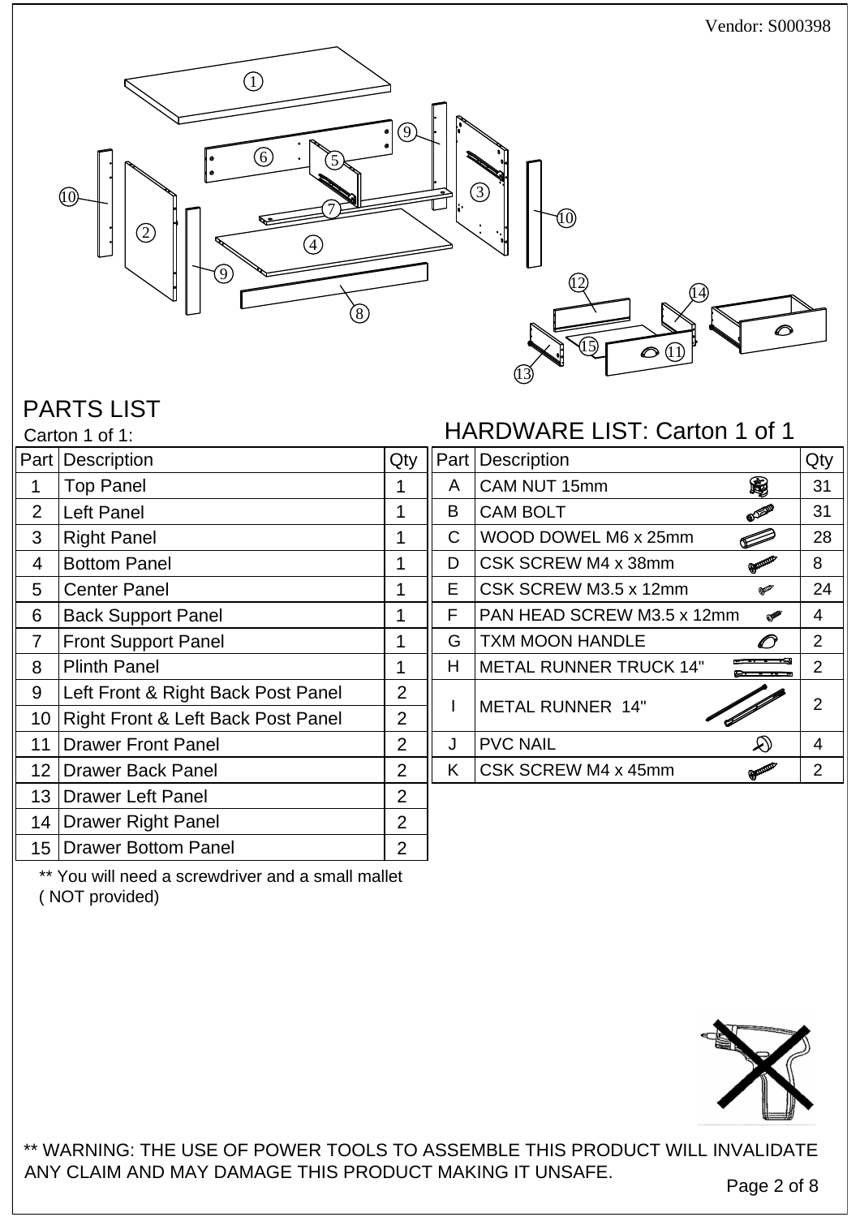Vendor: S000398

## PARTS LIST

Carton 1 of 1:

| Part | Description | Qty |
|---|---|---|
| 1 | Top Panel | 1 |
| 2 | Left Panel | 1 |
| 3 | Right Panel | 1 |
| 4 | Bottom Panel | 1 |
| 5 | Center Panel | 1 |
| 6 | Back Support Panel | 1 |
| 7 | Front Support Panel | 1 |
| 8 | Plinth Panel | 1 |
| 9 | Left Front & Right Back Post Panel | 2 |
| 10 | Right Front & Left Back Post Panel | 2 |
| 11 | Drawer Front Panel | 2 |
| 12 | Drawer Back Panel | 2 |
| 13 | Drawer Left Panel | 2 |
| 14 | Drawer Right Panel | 2 |
| 15 | Drawer Bottom Panel | 2 |

** You will need a screwdriver and a small mallet ( NOT provided)

## HARDWARE LIST: Carton 1 of 1

| Part | Description | Qty |
|---|---|---|
| A | CAM NUT 15mm | 31 |
| B | CAM BOLT | 31 |
| C | WOOD DOWEL M6 x 25mm | 28 |
| D | CSK SCREW M4 x 38mm | 8 |
| E | CSK SCREW M3.5 x 12mm | 24 |
| F | PAN HEAD SCREW M3.5 x 12mm | 4 |
| G | TXM MOON HANDLE | 2 |
| H | METAL RUNNER TRUCK 14" | 2 |
| I | METAL RUNNER 14" | 2 |
| J | PVC NAIL | 4 |
| K | CSK SCREW M4 x 45mm | 2 |

** WARNING: THE USE OF POWER TOOLS TO ASSEMBLE THIS PRODUCT WILL INVALIDATE ANY CLAIM AND MAY DAMAGE THIS PRODUCT MAKING IT UNSAFE.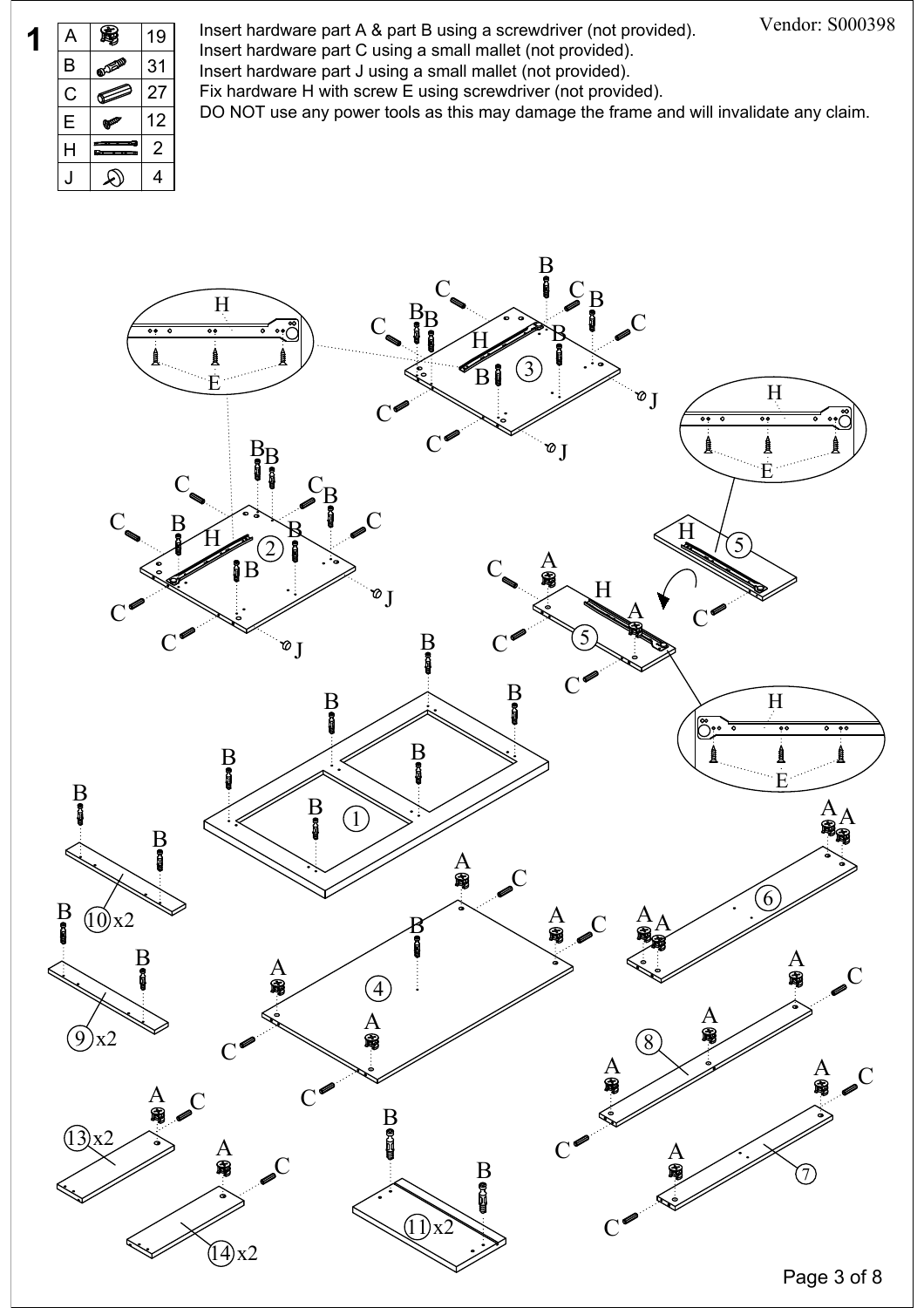**1**

| | | |
|---|---|---|
| A | | 19 |
| B | | 31 |
| C | | 27 |
| E | | 12 |
| H | | 2 |
| J | | 4 |

Insert hardware part A & part B using a screwdriver (not provided).
Insert hardware part C using a small mallet (not provided).
Insert hardware part J using a small mallet (not provided).
Fix hardware H with screw E using screwdriver (not provided).
DO NOT use any power tools as this may damage the frame and will invalidate any claim.

Vendor: S000398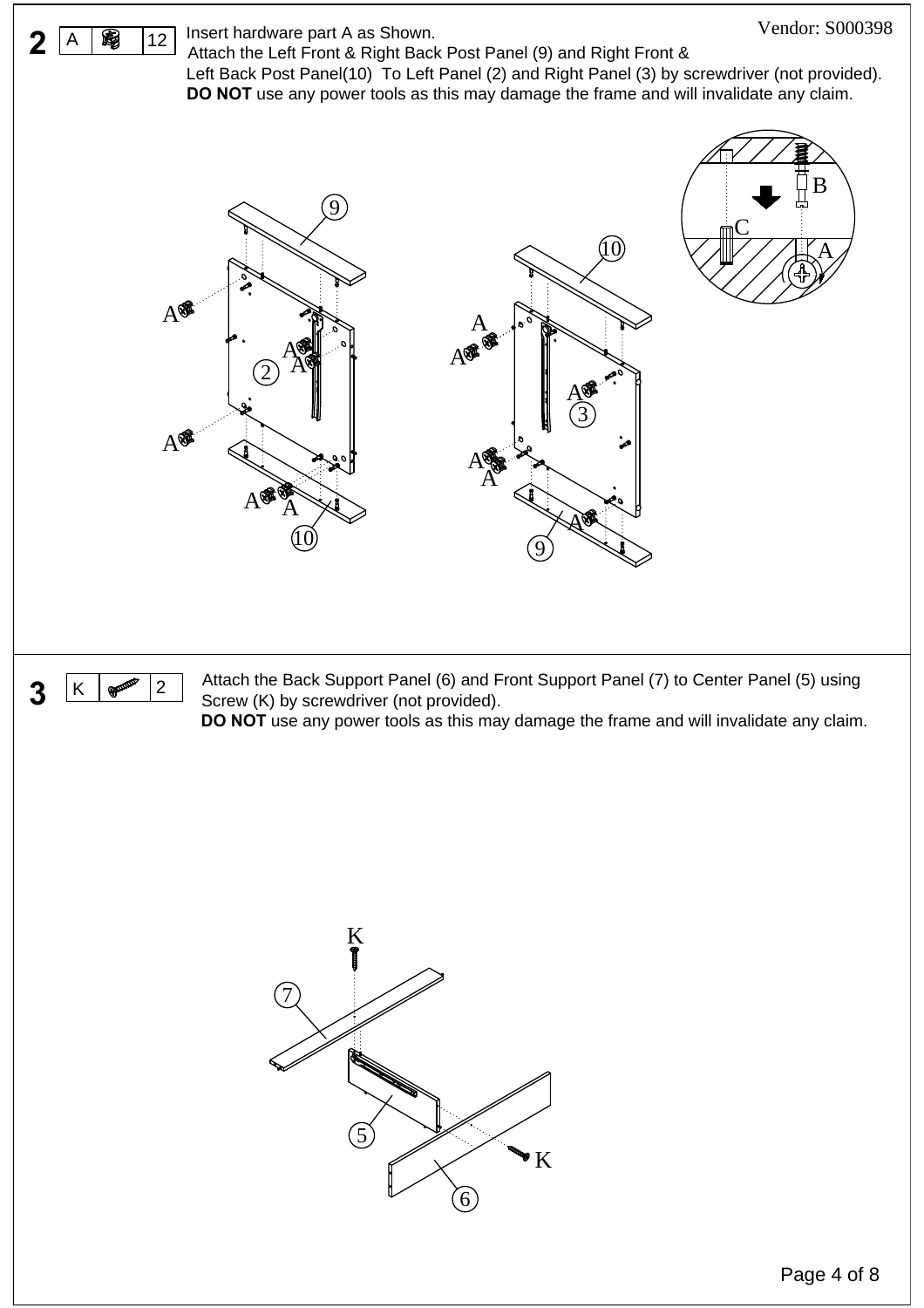Vendor: S000398

## 2

| A | (hardware icon) | 12 |
|---|---|---|

Insert hardware part A as Shown.
Attach the Left Front & Right Back Post Panel (9) and Right Front & Left Back Post Panel(10) To Left Panel (2) and Right Panel (3) by screwdriver (not provided).
**DO NOT** use any power tools as this may damage the frame and will invalidate any claim.

## 3

| K | (screw icon) | 2 |
|---|---|---|

Attach the Back Support Panel (6) and Front Support Panel (7) to Center Panel (5) using Screw (K) by screwdriver (not provided).
**DO NOT** use any power tools as this may damage the frame and will invalidate any claim.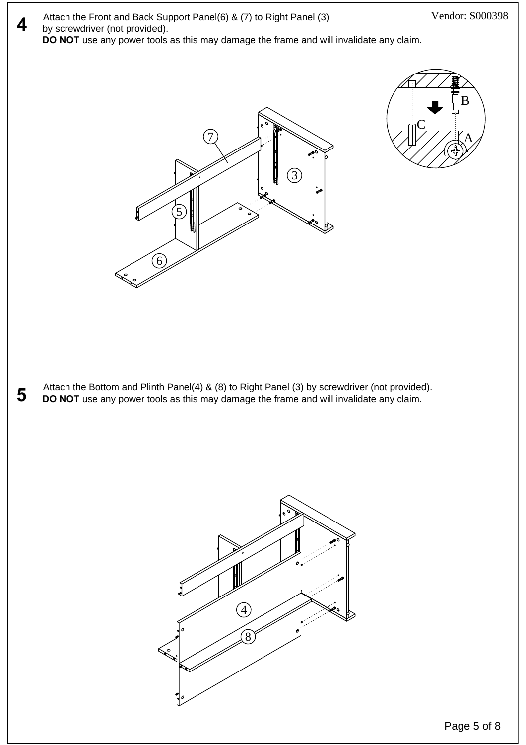**4** Attach the Front and Back Support Panel(6) & (7) to Right Panel (3) by screwdriver (not provided).
**DO NOT** use any power tools as this may damage the frame and will invalidate any claim.

**5** Attach the Bottom and Plinth Panel(4) & (8) to Right Panel (3) by screwdriver (not provided).
**DO NOT** use any power tools as this may damage the frame and will invalidate any claim.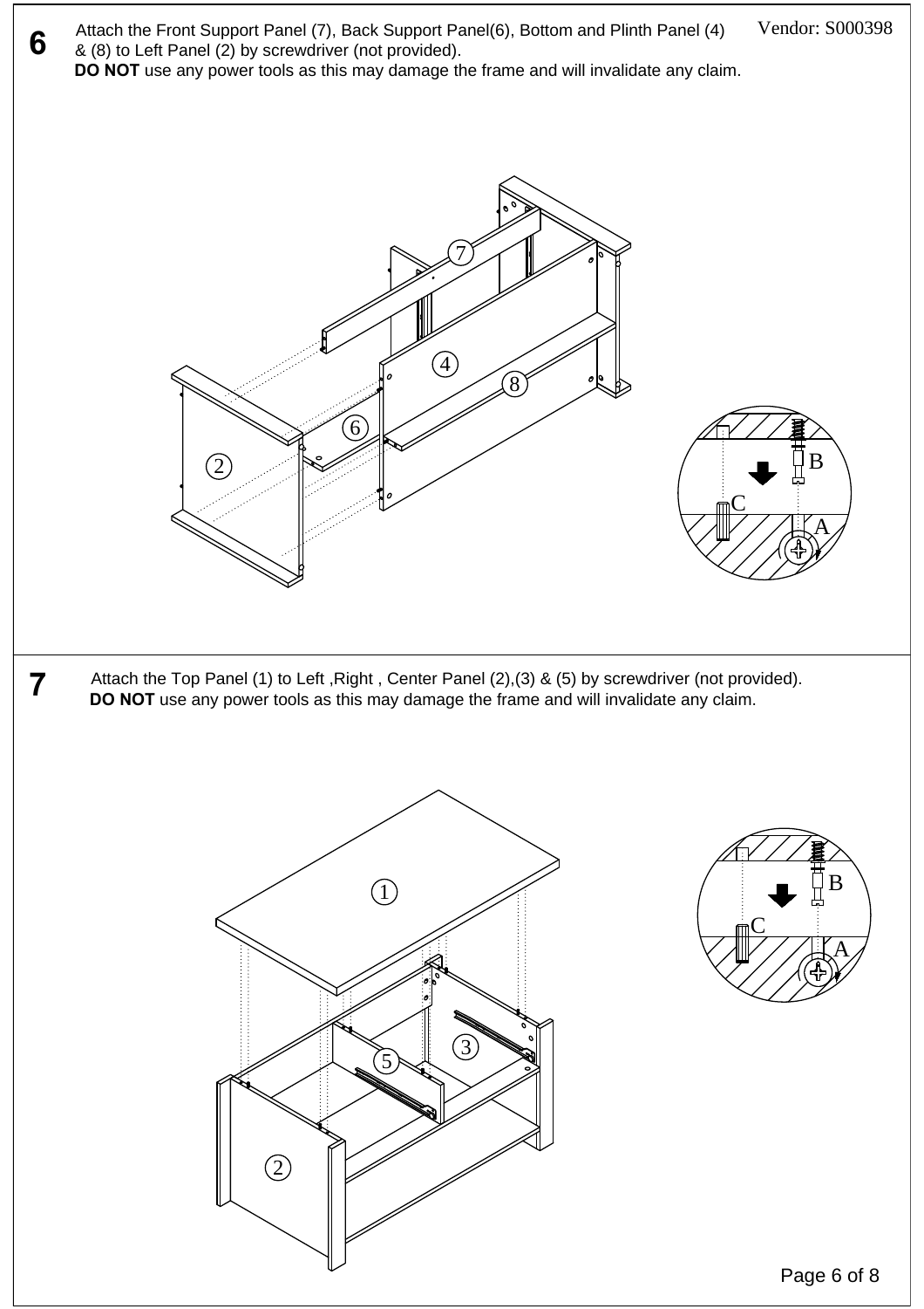Vendor: S000398

## 6

Attach the Front Support Panel (7), Back Support Panel(6), Bottom and Plinth Panel (4) & (8) to Left Panel (2) by screwdriver (not provided).

**DO NOT** use any power tools as this may damage the frame and will invalidate any claim.

## 7

Attach the Top Panel (1) to Left ,Right , Center Panel (2),(3) & (5) by screwdriver (not provided).

**DO NOT** use any power tools as this may damage the frame and will invalidate any claim.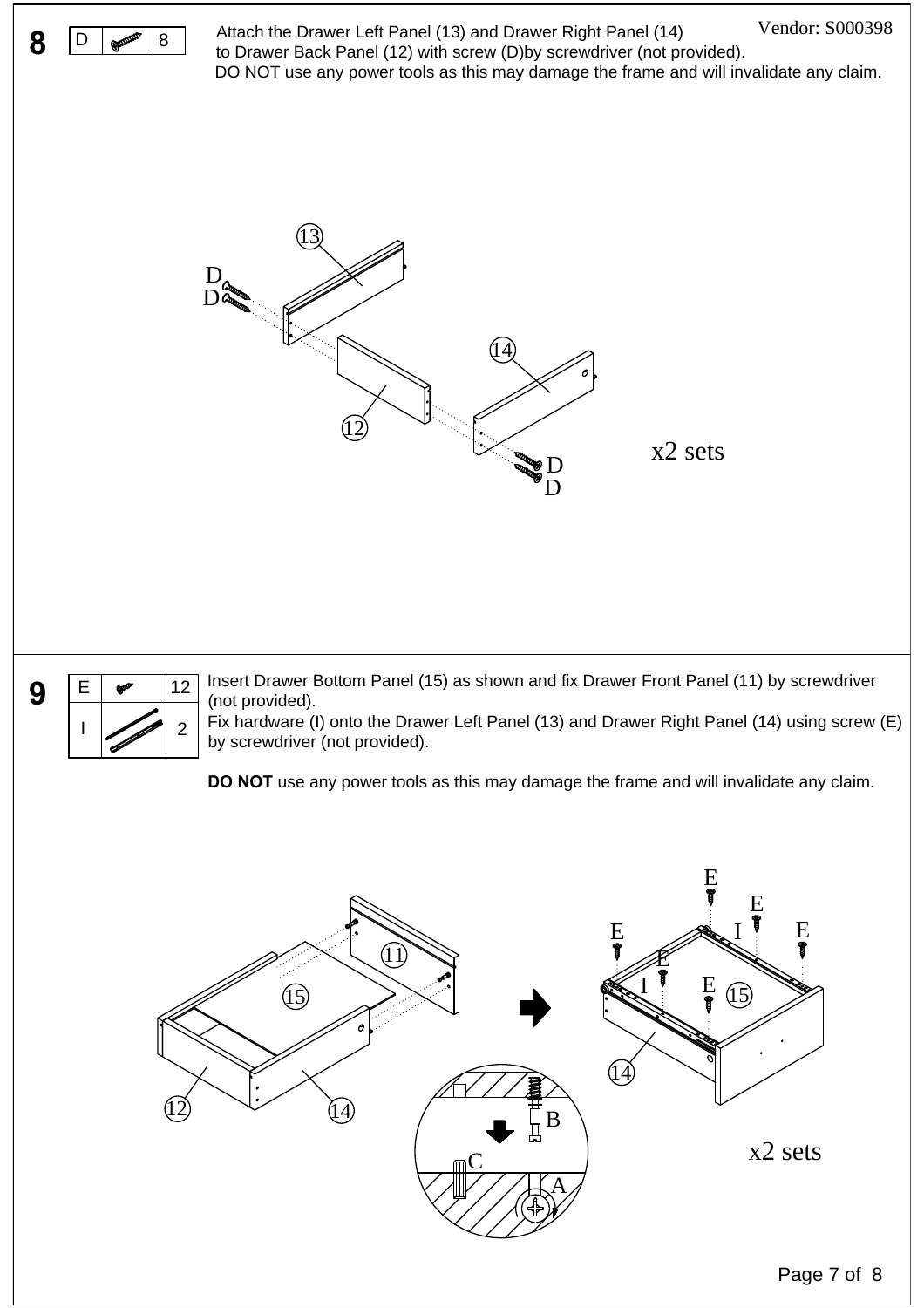Vendor: S000398

## 8

| D | | 8 |
|---|---|---|

Attach the Drawer Left Panel (13) and Drawer Right Panel (14) to Drawer Back Panel (12) with screw (D)by screwdriver (not provided).
DO NOT use any power tools as this may damage the frame and will invalidate any claim.

x2 sets

## 9

| E | | 12 |
|---|---|---|
| I | | 2 |

Insert Drawer Bottom Panel (15) as shown and fix Drawer Front Panel (11) by screwdriver (not provided).
Fix hardware (I) onto the Drawer Left Panel (13) and Drawer Right Panel (14) using screw (E) by screwdriver (not provided).

**DO NOT** use any power tools as this may damage the frame and will invalidate any claim.

x2 sets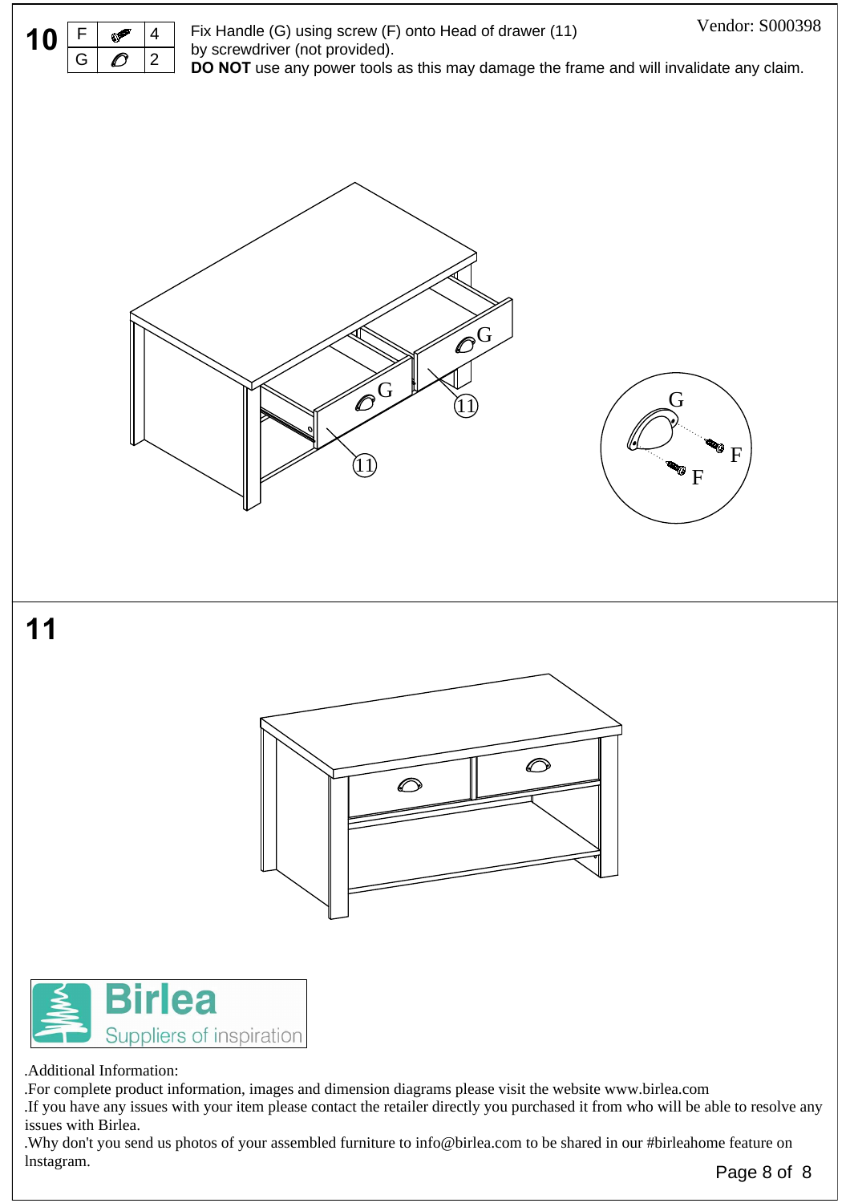Vendor: S000398

## 10

| | | |
|---|---|---|
| F | | 4 |
| G | | 2 |

Fix Handle (G) using screw (F) onto Head of drawer (11) by screwdriver (not provided).
**DO NOT** use any power tools as this may damage the frame and will invalidate any claim.

G
G
11
11
G
F
F

## 11

Birlea
Suppliers of inspiration

.Additional Information:
.For complete product information, images and dimension diagrams please visit the website www.birlea.com
.If you have any issues with your item please contact the retailer directly you purchased it from who will be able to resolve any issues with Birlea.
.Why don't you send us photos of your assembled furniture to info@birlea.com to be shared in our #birleahome feature on lnstagram.